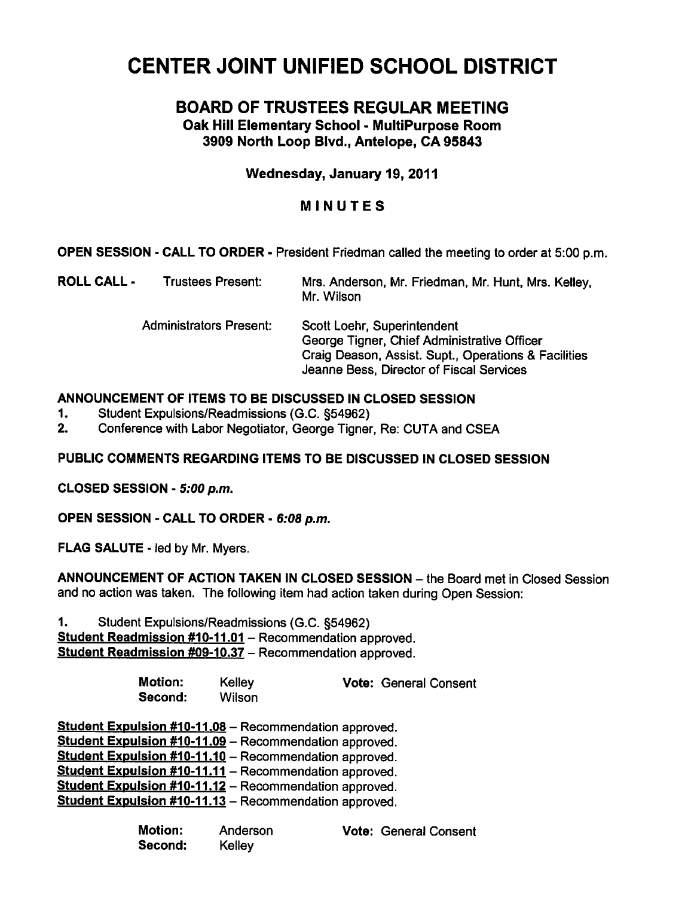# CENTER JOINT UNIFIED SCHOOL DISTRICT

## BOARD OF TRUSTEES REGULAR MEETING

**Oak Hill Elementary School - MultiPurpose Room**
**3909 North Loop Blvd., Antelope, CA 95843**

**Wednesday, January 19, 2011**

**MINUTES**

**OPEN SESSION - CALL TO ORDER -** President Friedman called the meeting to order at 5:00 p.m.

**ROLL CALL -** Trustees Present: Mrs. Anderson, Mr. Friedman, Mr. Hunt, Mrs. Kelley, Mr. Wilson

Administrators Present:
Scott Loehr, Superintendent
George Tigner, Chief Administrative Officer
Craig Deason, Assist. Supt., Operations & Facilities
Jeanne Bess, Director of Fiscal Services

**ANNOUNCEMENT OF ITEMS TO BE DISCUSSED IN CLOSED SESSION**

1. Student Expulsions/Readmissions (G.C. §54962)
2. Conference with Labor Negotiator, George Tigner, Re: CUTA and CSEA

**PUBLIC COMMENTS REGARDING ITEMS TO BE DISCUSSED IN CLOSED SESSION**

**CLOSED SESSION -** ***5:00 p.m.***

**OPEN SESSION - CALL TO ORDER -** ***6:08 p.m.***

**FLAG SALUTE -** led by Mr. Myers.

**ANNOUNCEMENT OF ACTION TAKEN IN CLOSED SESSION** – the Board met in Closed Session and no action was taken. The following item had action taken during Open Session:

1. Student Expulsions/Readmissions (G.C. §54962)

**Student Readmission #10-11.01** – Recommendation approved.
**Student Readmission #09-10.37** – Recommendation approved.

**Motion:** Kelley **Vote:** General Consent
**Second:** Wilson

**Student Expulsion #10-11.08** – Recommendation approved.
**Student Expulsion #10-11.09** – Recommendation approved.
**Student Expulsion #10-11.10** – Recommendation approved.
**Student Expulsion #10-11.11** – Recommendation approved.
**Student Expulsion #10-11.12** – Recommendation approved.
**Student Expulsion #10-11.13** – Recommendation approved.

**Motion:** Anderson **Vote:** General Consent
**Second:** Kelley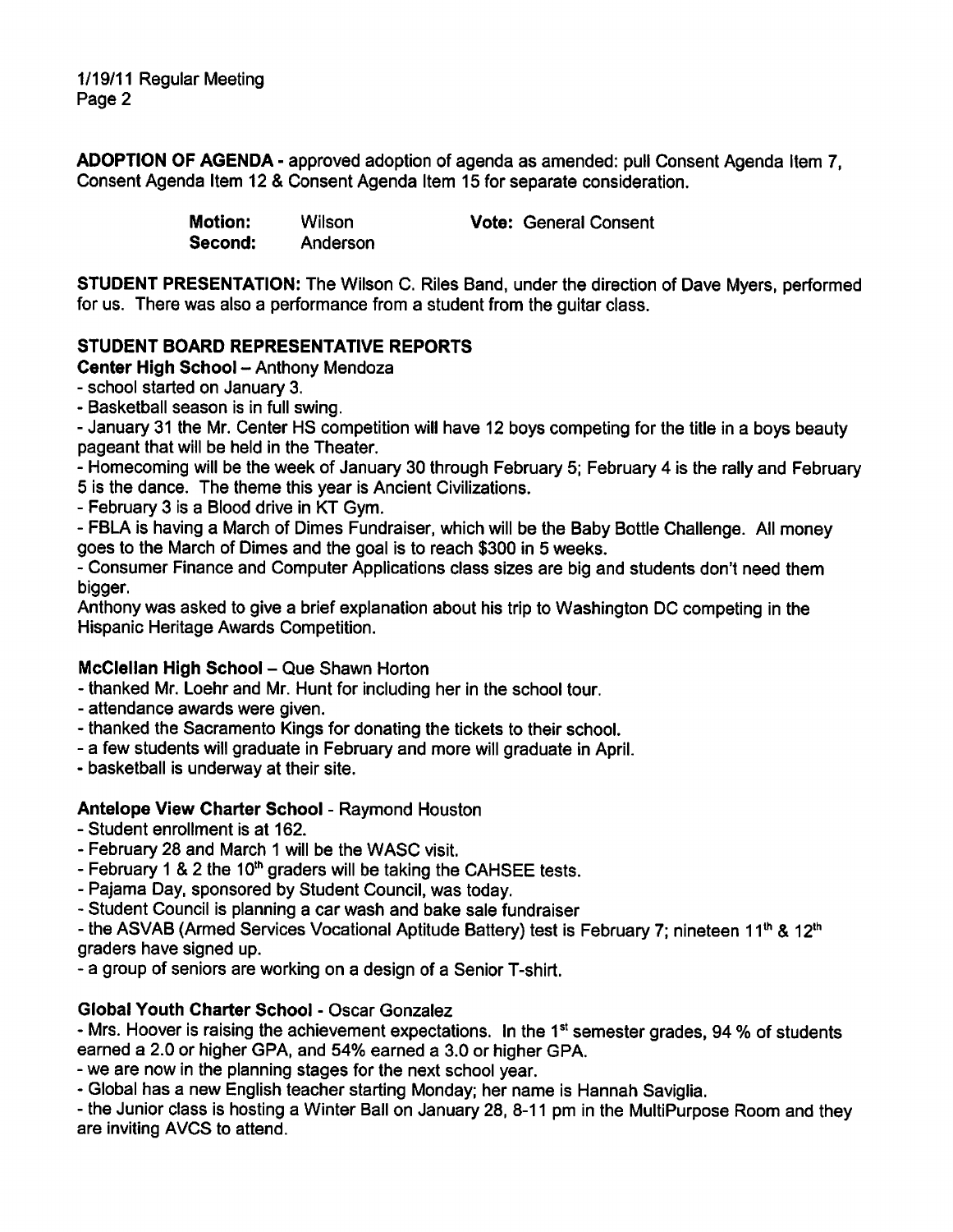**ADOPTION OF AGENDA** - approved adoption of agenda as amended: pull Consent Agenda Item 7, Consent Agenda Item 12 & Consent Agenda Item 15 for separate consideration.

| | | | |
|---|---|---|---|
| **Motion:** | Wilson | **Vote:** General Consent | |
| **Second:** | Anderson | | |

**STUDENT PRESENTATION:** The Wilson C. Riles Band, under the direction of Dave Myers, performed for us. There was also a performance from a student from the guitar class.

## STUDENT BOARD REPRESENTATIVE REPORTS

**Center High School** – Anthony Mendoza

- school started on January 3.
- Basketball season is in full swing.
- January 31 the Mr. Center HS competition will have 12 boys competing for the title in a boys beauty pageant that will be held in the Theater.
- Homecoming will be the week of January 30 through February 5; February 4 is the rally and February 5 is the dance. The theme this year is Ancient Civilizations.
- February 3 is a Blood drive in KT Gym.
- FBLA is having a March of Dimes Fundraiser, which will be the Baby Bottle Challenge. All money goes to the March of Dimes and the goal is to reach $300 in 5 weeks.
- Consumer Finance and Computer Applications class sizes are big and students don't need them bigger.

Anthony was asked to give a brief explanation about his trip to Washington DC competing in the Hispanic Heritage Awards Competition.

**McClellan High School** – Que Shawn Horton

- thanked Mr. Loehr and Mr. Hunt for including her in the school tour.
- attendance awards were given.
- thanked the Sacramento Kings for donating the tickets to their school.
- a few students will graduate in February and more will graduate in April.
- basketball is underway at their site.

**Antelope View Charter School** - Raymond Houston

- Student enrollment is at 162.
- February 28 and March 1 will be the WASC visit.
- February 1 & 2 the 10th graders will be taking the CAHSEE tests.
- Pajama Day, sponsored by Student Council, was today.
- Student Council is planning a car wash and bake sale fundraiser
- the ASVAB (Armed Services Vocational Aptitude Battery) test is February 7; nineteen 11th & 12th graders have signed up.
- a group of seniors are working on a design of a Senior T-shirt.

**Global Youth Charter School** - Oscar Gonzalez

- Mrs. Hoover is raising the achievement expectations. In the 1st semester grades, 94 % of students earned a 2.0 or higher GPA, and 54% earned a 3.0 or higher GPA.
- we are now in the planning stages for the next school year.
- Global has a new English teacher starting Monday; her name is Hannah Saviglia.
- the Junior class is hosting a Winter Ball on January 28, 8-11 pm in the MultiPurpose Room and they are inviting AVCS to attend.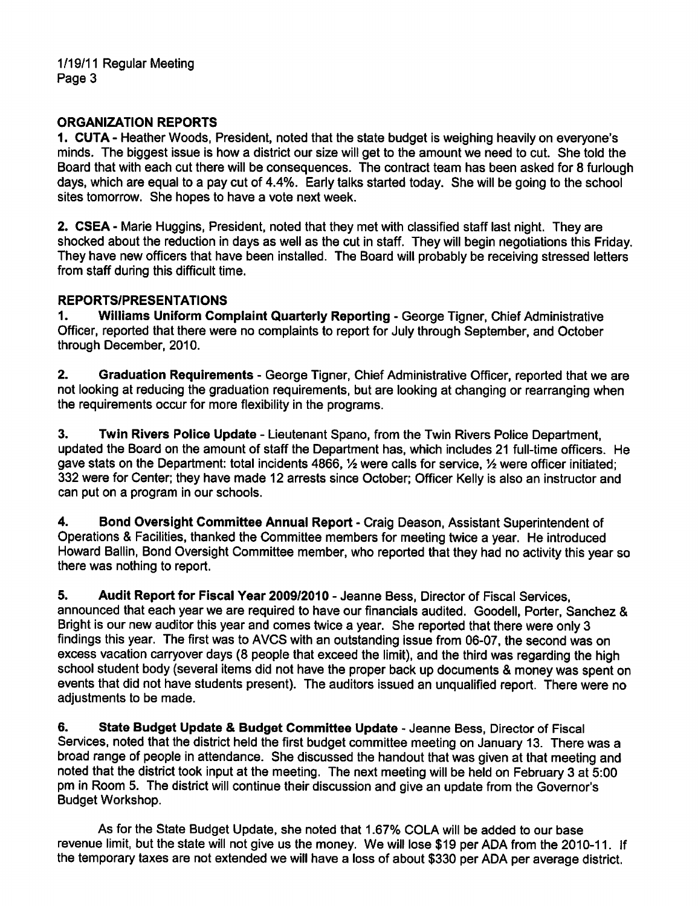## ORGANIZATION REPORTS

**1. CUTA** - Heather Woods, President, noted that the state budget is weighing heavily on everyone's minds. The biggest issue is how a district our size will get to the amount we need to cut. She told the Board that with each cut there will be consequences. The contract team has been asked for 8 furlough days, which are equal to a pay cut of 4.4%. Early talks started today. She will be going to the school sites tomorrow. She hopes to have a vote next week.

**2. CSEA** - Marie Huggins, President, noted that they met with classified staff last night. They are shocked about the reduction in days as well as the cut in staff. They will begin negotiations this Friday. They have new officers that have been installed. The Board will probably be receiving stressed letters from staff during this difficult time.

## REPORTS/PRESENTATIONS

1. **Williams Uniform Complaint Quarterly Reporting** - George Tigner, Chief Administrative Officer, reported that there were no complaints to report for July through September, and October through December, 2010.

2. **Graduation Requirements** - George Tigner, Chief Administrative Officer, reported that we are not looking at reducing the graduation requirements, but are looking at changing or rearranging when the requirements occur for more flexibility in the programs.

3. **Twin Rivers Police Update** - Lieutenant Spano, from the Twin Rivers Police Department, updated the Board on the amount of staff the Department has, which includes 21 full-time officers. He gave stats on the Department: total incidents 4866, ½ were calls for service, ½ were officer initiated; 332 were for Center; they have made 12 arrests since October; Officer Kelly is also an instructor and can put on a program in our schools.

4. **Bond Oversight Committee Annual Report** - Craig Deason, Assistant Superintendent of Operations & Facilities, thanked the Committee members for meeting twice a year. He introduced Howard Ballin, Bond Oversight Committee member, who reported that they had no activity this year so there was nothing to report.

5. **Audit Report for Fiscal Year 2009/2010** - Jeanne Bess, Director of Fiscal Services, announced that each year we are required to have our financials audited. Goodell, Porter, Sanchez & Bright is our new auditor this year and comes twice a year. She reported that there were only 3 findings this year. The first was to AVCS with an outstanding issue from 06-07, the second was on excess vacation carryover days (8 people that exceed the limit), and the third was regarding the high school student body (several items did not have the proper back up documents & money was spent on events that did not have students present). The auditors issued an unqualified report. There were no adjustments to be made.

6. **State Budget Update & Budget Committee Update** - Jeanne Bess, Director of Fiscal Services, noted that the district held the first budget committee meeting on January 13. There was a broad range of people in attendance. She discussed the handout that was given at that meeting and noted that the district took input at the meeting. The next meeting will be held on February 3 at 5:00 pm in Room 5. The district will continue their discussion and give an update from the Governor's Budget Workshop.

As for the State Budget Update, she noted that 1.67% COLA will be added to our base revenue limit, but the state will not give us the money. We will lose $19 per ADA from the 2010-11. If the temporary taxes are not extended we will have a loss of about $330 per ADA per average district.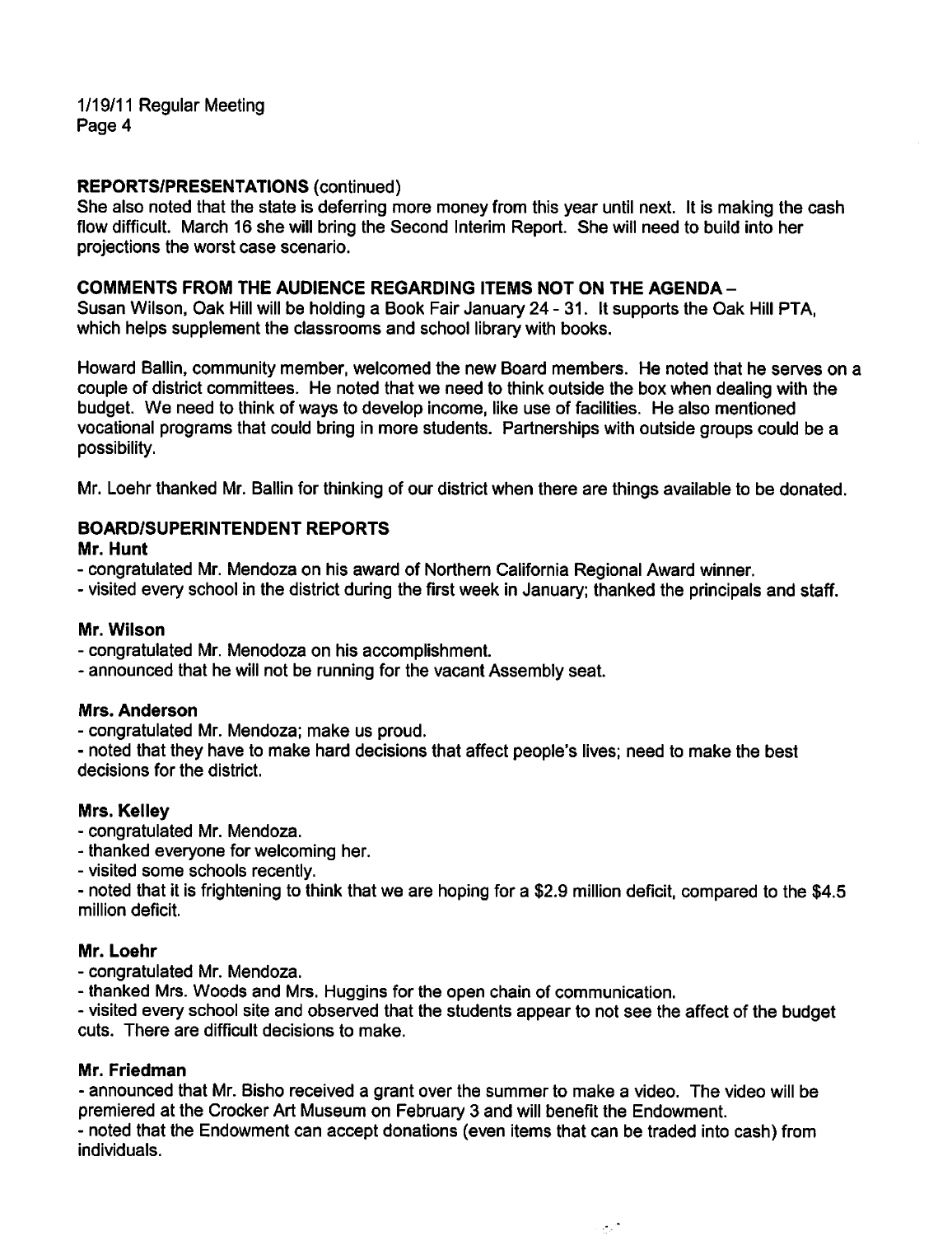## REPORTS/PRESENTATIONS (continued)

She also noted that the state is deferring more money from this year until next. It is making the cash flow difficult. March 16 she will bring the Second Interim Report. She will need to build into her projections the worst case scenario.

## COMMENTS FROM THE AUDIENCE REGARDING ITEMS NOT ON THE AGENDA –

Susan Wilson, Oak Hill will be holding a Book Fair January 24 - 31. It supports the Oak Hill PTA, which helps supplement the classrooms and school library with books.

Howard Ballin, community member, welcomed the new Board members. He noted that he serves on a couple of district committees. He noted that we need to think outside the box when dealing with the budget. We need to think of ways to develop income, like use of facilities. He also mentioned vocational programs that could bring in more students. Partnerships with outside groups could be a possibility.

Mr. Loehr thanked Mr. Ballin for thinking of our district when there are things available to be donated.

## BOARD/SUPERINTENDENT REPORTS

### Mr. Hunt

- congratulated Mr. Mendoza on his award of Northern California Regional Award winner.
- visited every school in the district during the first week in January; thanked the principals and staff.

### Mr. Wilson

- congratulated Mr. Menodoza on his accomplishment.
- announced that he will not be running for the vacant Assembly seat.

### Mrs. Anderson

- congratulated Mr. Mendoza; make us proud.
- noted that they have to make hard decisions that affect people's lives; need to make the best decisions for the district.

### Mrs. Kelley

- congratulated Mr. Mendoza.
- thanked everyone for welcoming her.
- visited some schools recently.
- noted that it is frightening to think that we are hoping for a $2.9 million deficit, compared to the $4.5 million deficit.

### Mr. Loehr

- congratulated Mr. Mendoza.
- thanked Mrs. Woods and Mrs. Huggins for the open chain of communication.
- visited every school site and observed that the students appear to not see the affect of the budget cuts. There are difficult decisions to make.

### Mr. Friedman

- announced that Mr. Bisho received a grant over the summer to make a video. The video will be premiered at the Crocker Art Museum on February 3 and will benefit the Endowment.
- noted that the Endowment can accept donations (even items that can be traded into cash) from individuals.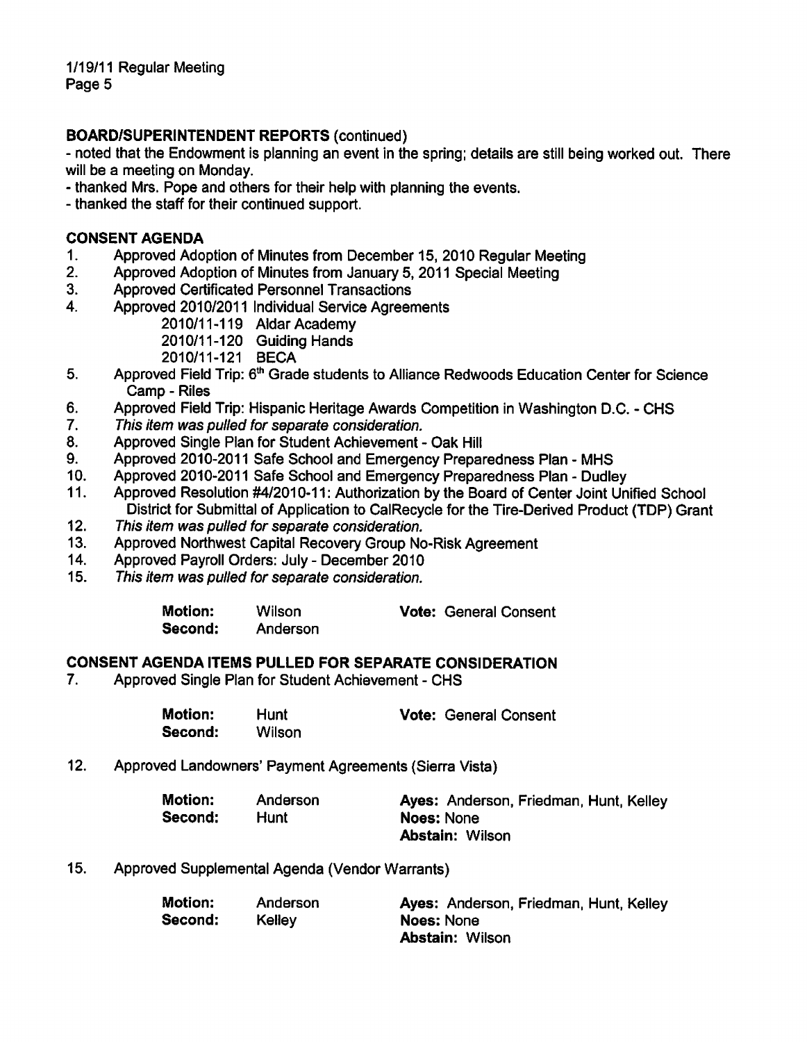**BOARD/SUPERINTENDENT REPORTS** (continued)

- noted that the Endowment is planning an event in the spring; details are still being worked out. There will be a meeting on Monday.
- thanked Mrs. Pope and others for their help with planning the events.
- thanked the staff for their continued support.

**CONSENT AGENDA**

1. Approved Adoption of Minutes from December 15, 2010 Regular Meeting
2. Approved Adoption of Minutes from January 5, 2011 Special Meeting
3. Approved Certificated Personnel Transactions
4. Approved 2010/2011 Individual Service Agreements
   2010/11-119 Aldar Academy
   2010/11-120 Guiding Hands
   2010/11-121 BECA
5. Approved Field Trip: 6th Grade students to Alliance Redwoods Education Center for Science Camp - Riles
6. Approved Field Trip: Hispanic Heritage Awards Competition in Washington D.C. - CHS
7. *This item was pulled for separate consideration.*
8. Approved Single Plan for Student Achievement - Oak Hill
9. Approved 2010-2011 Safe School and Emergency Preparedness Plan - MHS
10. Approved 2010-2011 Safe School and Emergency Preparedness Plan - Dudley
11. Approved Resolution #4/2010-11: Authorization by the Board of Center Joint Unified School District for Submittal of Application to CalRecycle for the Tire-Derived Product (TDP) Grant
12. *This item was pulled for separate consideration.*
13. Approved Northwest Capital Recovery Group No-Risk Agreement
14. Approved Payroll Orders: July - December 2010
15. *This item was pulled for separate consideration.*

**Motion:** Wilson **Vote:** General Consent
**Second:** Anderson

**CONSENT AGENDA ITEMS PULLED FOR SEPARATE CONSIDERATION**

7. Approved Single Plan for Student Achievement - CHS

**Motion:** Hunt **Vote:** General Consent
**Second:** Wilson

12. Approved Landowners' Payment Agreements (Sierra Vista)

**Motion:** Anderson **Ayes:** Anderson, Friedman, Hunt, Kelley
**Second:** Hunt **Noes:** None
**Abstain:** Wilson

15. Approved Supplemental Agenda (Vendor Warrants)

**Motion:** Anderson **Ayes:** Anderson, Friedman, Hunt, Kelley
**Second:** Kelley **Noes:** None
**Abstain:** Wilson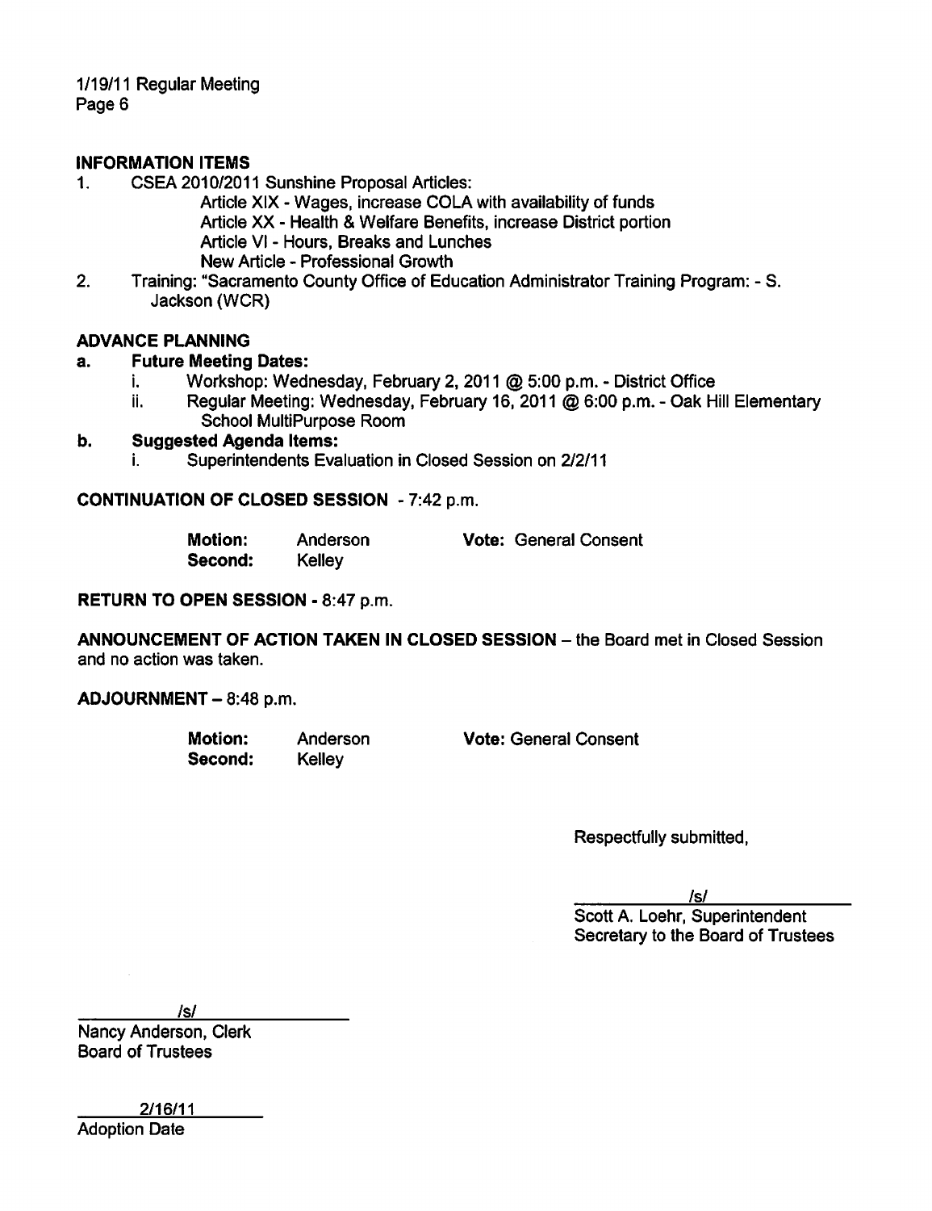**INFORMATION ITEMS**

1. CSEA 2010/2011 Sunshine Proposal Articles:
   - Article XIX - Wages, increase COLA with availability of funds
   - Article XX - Health & Welfare Benefits, increase District portion
   - Article VI - Hours, Breaks and Lunches
   - New Article - Professional Growth
2. Training: "Sacramento County Office of Education Administrator Training Program: - S. Jackson (WCR)

**ADVANCE PLANNING**

**a. Future Meeting Dates:**
   - i. Workshop: Wednesday, February 2, 2011 @ 5:00 p.m. - District Office
   - ii. Regular Meeting: Wednesday, February 16, 2011 @ 6:00 p.m. - Oak Hill Elementary School MultiPurpose Room

**b. Suggested Agenda Items:**
   - i. Superintendents Evaluation in Closed Session on 2/2/11

**CONTINUATION OF CLOSED SESSION** - 7:42 p.m.

**Motion:** Anderson **Vote:** General Consent
**Second:** Kelley

**RETURN TO OPEN SESSION -** 8:47 p.m.

**ANNOUNCEMENT OF ACTION TAKEN IN CLOSED SESSION** – the Board met in Closed Session and no action was taken.

**ADJOURNMENT –** 8:48 p.m.

**Motion:** Anderson **Vote:** General Consent
**Second:** Kelley

Respectfully submitted,

/s/
Scott A. Loehr, Superintendent
Secretary to the Board of Trustees

/s/
Nancy Anderson, Clerk
Board of Trustees

2/16/11
Adoption Date